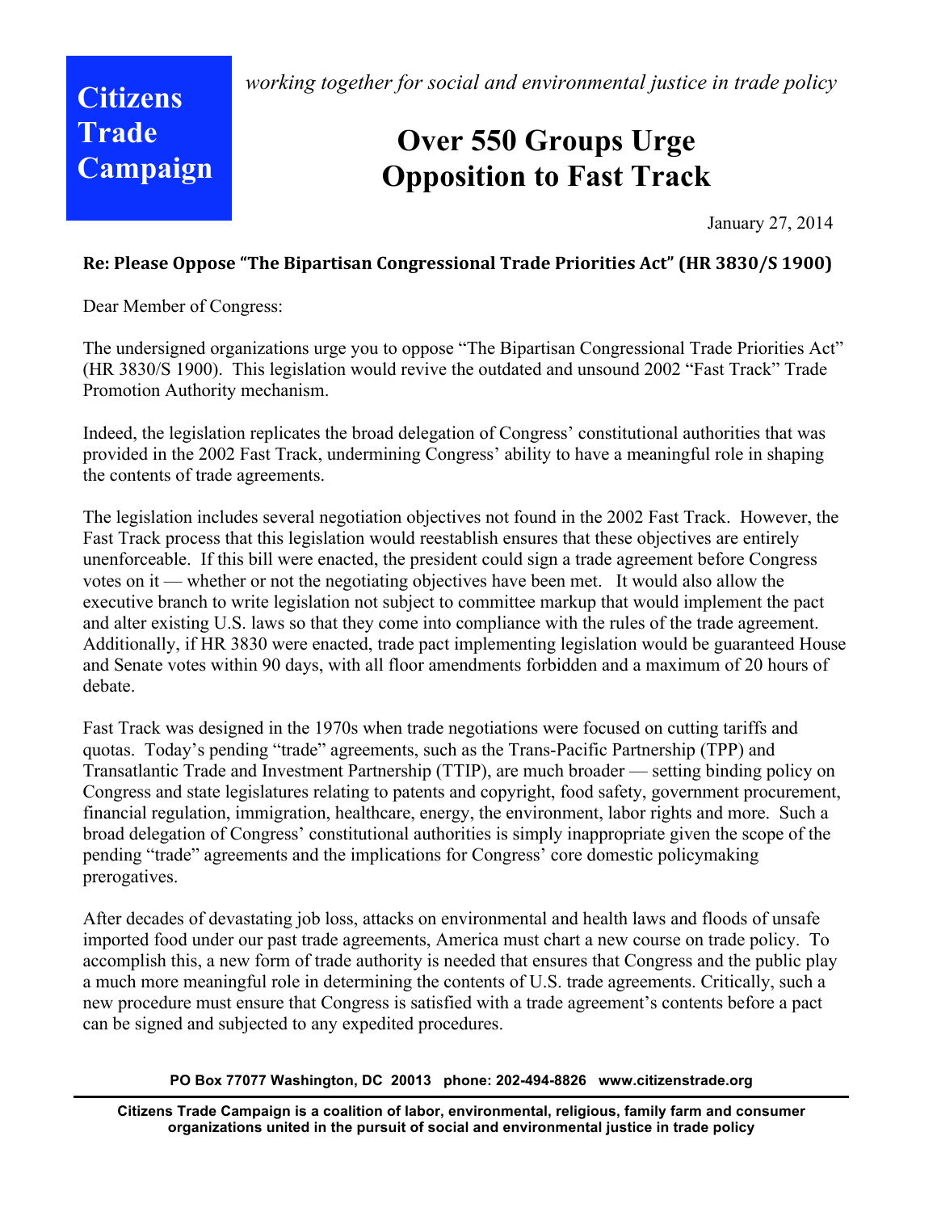**Citizens Trade Campaign**

*working together for social and environmental justice in trade policy*

# Over 550 Groups Urge Opposition to Fast Track

January 27, 2014

**Re: Please Oppose "The Bipartisan Congressional Trade Priorities Act" (HR 3830/S 1900)**

Dear Member of Congress:

The undersigned organizations urge you to oppose "The Bipartisan Congressional Trade Priorities Act" (HR 3830/S 1900). This legislation would revive the outdated and unsound 2002 "Fast Track" Trade Promotion Authority mechanism.

Indeed, the legislation replicates the broad delegation of Congress' constitutional authorities that was provided in the 2002 Fast Track, undermining Congress' ability to have a meaningful role in shaping the contents of trade agreements.

The legislation includes several negotiation objectives not found in the 2002 Fast Track. However, the Fast Track process that this legislation would reestablish ensures that these objectives are entirely unenforceable. If this bill were enacted, the president could sign a trade agreement before Congress votes on it — whether or not the negotiating objectives have been met. It would also allow the executive branch to write legislation not subject to committee markup that would implement the pact and alter existing U.S. laws so that they come into compliance with the rules of the trade agreement. Additionally, if HR 3830 were enacted, trade pact implementing legislation would be guaranteed House and Senate votes within 90 days, with all floor amendments forbidden and a maximum of 20 hours of debate.

Fast Track was designed in the 1970s when trade negotiations were focused on cutting tariffs and quotas. Today's pending "trade" agreements, such as the Trans-Pacific Partnership (TPP) and Transatlantic Trade and Investment Partnership (TTIP), are much broader — setting binding policy on Congress and state legislatures relating to patents and copyright, food safety, government procurement, financial regulation, immigration, healthcare, energy, the environment, labor rights and more. Such a broad delegation of Congress' constitutional authorities is simply inappropriate given the scope of the pending "trade" agreements and the implications for Congress' core domestic policymaking prerogatives.

After decades of devastating job loss, attacks on environmental and health laws and floods of unsafe imported food under our past trade agreements, America must chart a new course on trade policy. To accomplish this, a new form of trade authority is needed that ensures that Congress and the public play a much more meaningful role in determining the contents of U.S. trade agreements. Critically, such a new procedure must ensure that Congress is satisfied with a trade agreement's contents before a pact can be signed and subjected to any expedited procedures.

**PO Box 77077 Washington, DC 20013 phone: 202-494-8826 www.citizenstrade.org**

**Citizens Trade Campaign is a coalition of labor, environmental, religious, family farm and consumer organizations united in the pursuit of social and environmental justice in trade policy**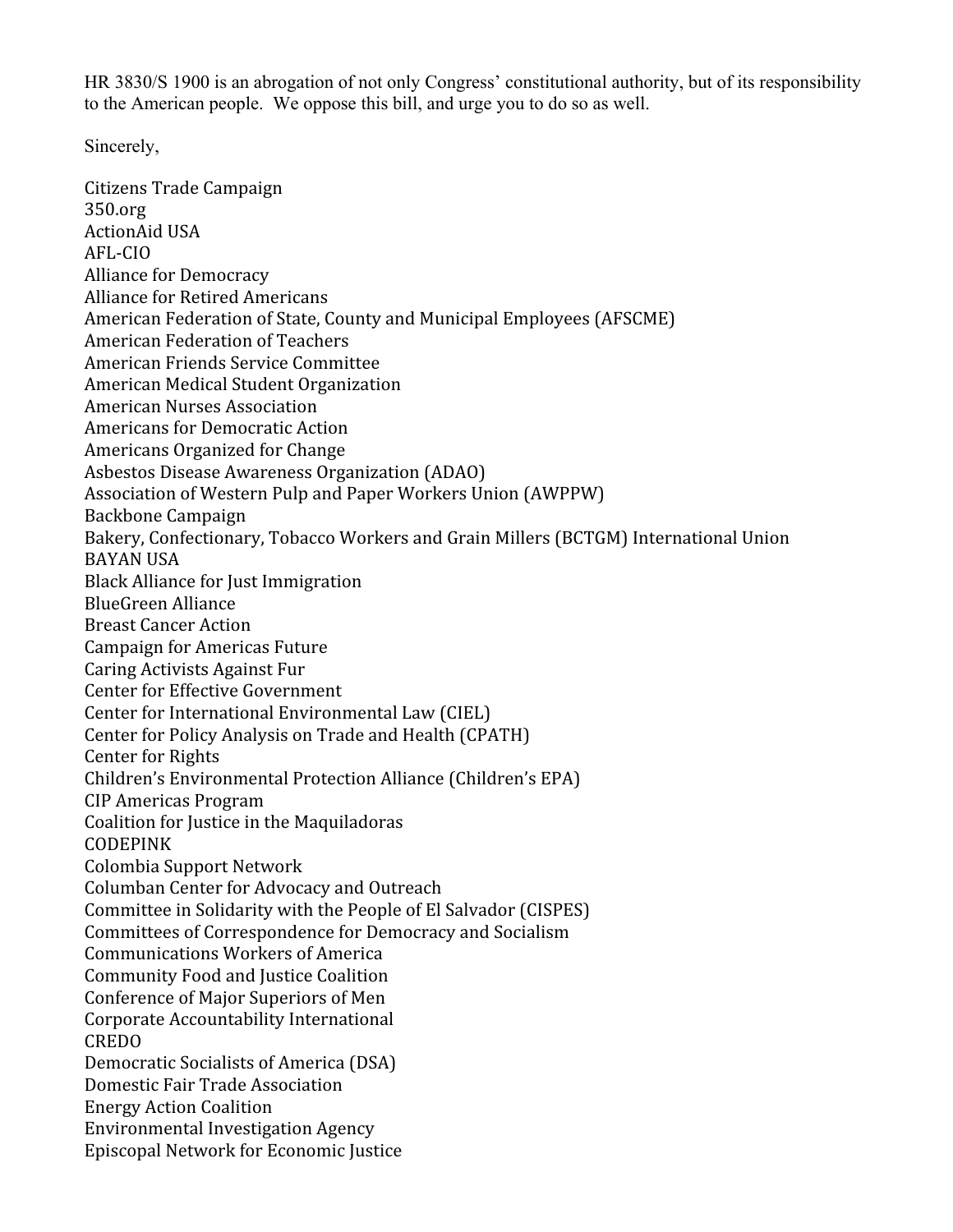HR 3830/S 1900 is an abrogation of not only Congress' constitutional authority, but of its responsibility to the American people. We oppose this bill, and urge you to do so as well.

Sincerely,

Citizens Trade Campaign
350.org
ActionAid USA
AFL-CIO
Alliance for Democracy
Alliance for Retired Americans
American Federation of State, County and Municipal Employees (AFSCME)
American Federation of Teachers
American Friends Service Committee
American Medical Student Organization
American Nurses Association
Americans for Democratic Action
Americans Organized for Change
Asbestos Disease Awareness Organization (ADAO)
Association of Western Pulp and Paper Workers Union (AWPPW)
Backbone Campaign
Bakery, Confectionary, Tobacco Workers and Grain Millers (BCTGM) International Union
BAYAN USA
Black Alliance for Just Immigration
BlueGreen Alliance
Breast Cancer Action
Campaign for Americas Future
Caring Activists Against Fur
Center for Effective Government
Center for International Environmental Law (CIEL)
Center for Policy Analysis on Trade and Health (CPATH)
Center for Rights
Children's Environmental Protection Alliance (Children's EPA)
CIP Americas Program
Coalition for Justice in the Maquiladoras
CODEPINK
Colombia Support Network
Columban Center for Advocacy and Outreach
Committee in Solidarity with the People of El Salvador (CISPES)
Committees of Correspondence for Democracy and Socialism
Communications Workers of America
Community Food and Justice Coalition
Conference of Major Superiors of Men
Corporate Accountability International
CREDO
Democratic Socialists of America (DSA)
Domestic Fair Trade Association
Energy Action Coalition
Environmental Investigation Agency
Episcopal Network for Economic Justice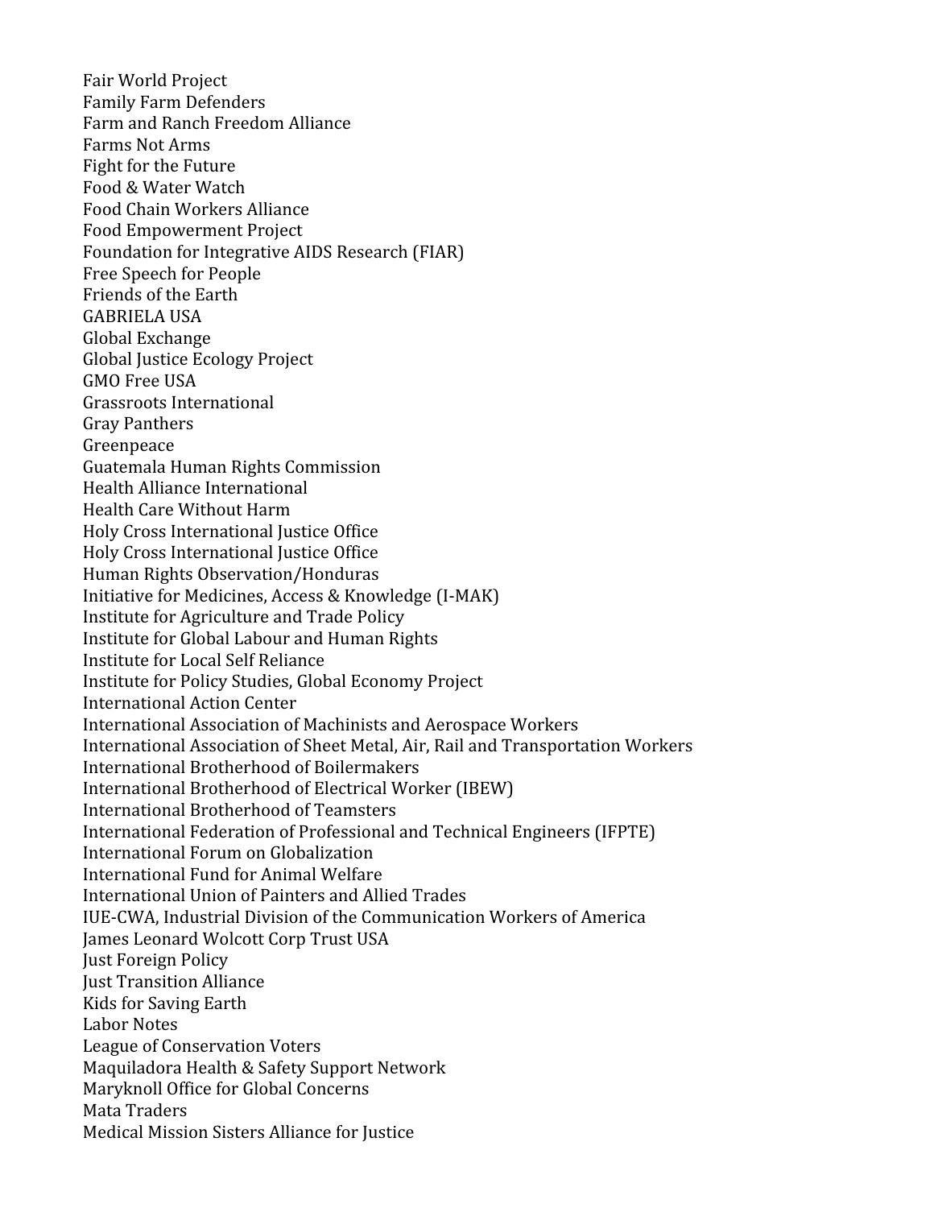Fair World Project
Family Farm Defenders
Farm and Ranch Freedom Alliance
Farms Not Arms
Fight for the Future
Food & Water Watch
Food Chain Workers Alliance
Food Empowerment Project
Foundation for Integrative AIDS Research (FIAR)
Free Speech for People
Friends of the Earth
GABRIELA USA
Global Exchange
Global Justice Ecology Project
GMO Free USA
Grassroots International
Gray Panthers
Greenpeace
Guatemala Human Rights Commission
Health Alliance International
Health Care Without Harm
Holy Cross International Justice Office
Holy Cross International Justice Office
Human Rights Observation/Honduras
Initiative for Medicines, Access & Knowledge (I-MAK)
Institute for Agriculture and Trade Policy
Institute for Global Labour and Human Rights
Institute for Local Self Reliance
Institute for Policy Studies, Global Economy Project
International Action Center
International Association of Machinists and Aerospace Workers
International Association of Sheet Metal, Air, Rail and Transportation Workers
International Brotherhood of Boilermakers
International Brotherhood of Electrical Worker (IBEW)
International Brotherhood of Teamsters
International Federation of Professional and Technical Engineers (IFPTE)
International Forum on Globalization
International Fund for Animal Welfare
International Union of Painters and Allied Trades
IUE-CWA, Industrial Division of the Communication Workers of America
James Leonard Wolcott Corp Trust USA
Just Foreign Policy
Just Transition Alliance
Kids for Saving Earth
Labor Notes
League of Conservation Voters
Maquiladora Health & Safety Support Network
Maryknoll Office for Global Concerns
Mata Traders
Medical Mission Sisters Alliance for Justice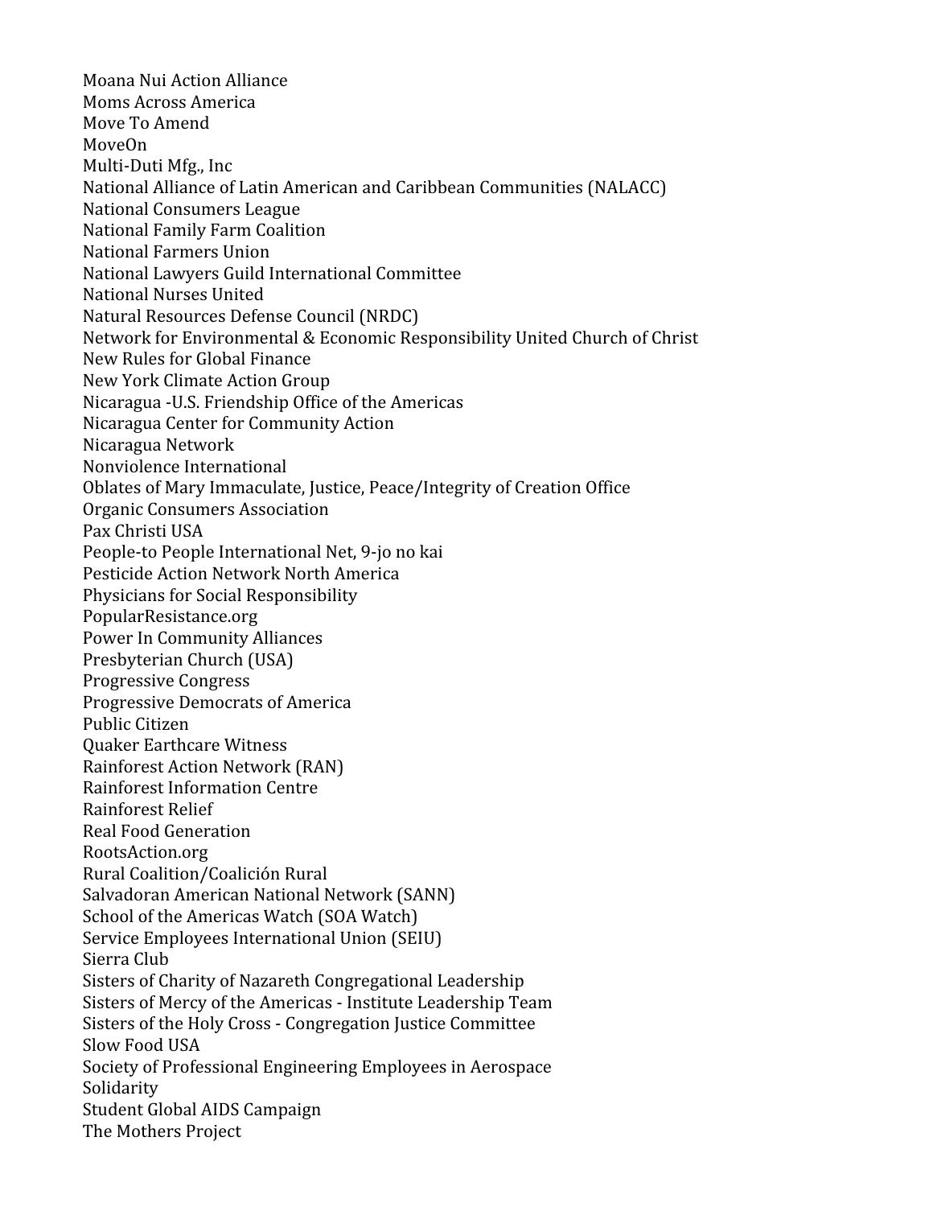Moana Nui Action Alliance
Moms Across America
Move To Amend
MoveOn
Multi-Duti Mfg., Inc
National Alliance of Latin American and Caribbean Communities (NALACC)
National Consumers League
National Family Farm Coalition
National Farmers Union
National Lawyers Guild International Committee
National Nurses United
Natural Resources Defense Council (NRDC)
Network for Environmental & Economic Responsibility United Church of Christ
New Rules for Global Finance
New York Climate Action Group
Nicaragua -U.S. Friendship Office of the Americas
Nicaragua Center for Community Action
Nicaragua Network
Nonviolence International
Oblates of Mary Immaculate, Justice, Peace/Integrity of Creation Office
Organic Consumers Association
Pax Christi USA
People-to People International Net, 9-jo no kai
Pesticide Action Network North America
Physicians for Social Responsibility
PopularResistance.org
Power In Community Alliances
Presbyterian Church (USA)
Progressive Congress
Progressive Democrats of America
Public Citizen
Quaker Earthcare Witness
Rainforest Action Network (RAN)
Rainforest Information Centre
Rainforest Relief
Real Food Generation
RootsAction.org
Rural Coalition/Coalición Rural
Salvadoran American National Network (SANN)
School of the Americas Watch (SOA Watch)
Service Employees International Union (SEIU)
Sierra Club
Sisters of Charity of Nazareth Congregational Leadership
Sisters of Mercy of the Americas - Institute Leadership Team
Sisters of the Holy Cross - Congregation Justice Committee
Slow Food USA
Society of Professional Engineering Employees in Aerospace
Solidarity
Student Global AIDS Campaign
The Mothers Project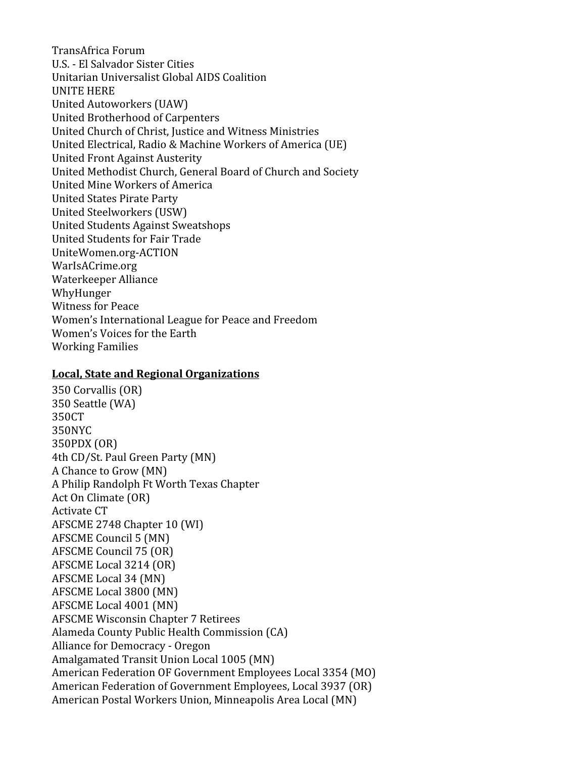TransAfrica Forum
U.S. - El Salvador Sister Cities
Unitarian Universalist Global AIDS Coalition
UNITE HERE
United Autoworkers (UAW)
United Brotherhood of Carpenters
United Church of Christ, Justice and Witness Ministries
United Electrical, Radio & Machine Workers of America (UE)
United Front Against Austerity
United Methodist Church, General Board of Church and Society
United Mine Workers of America
United States Pirate Party
United Steelworkers (USW)
United Students Against Sweatshops
United Students for Fair Trade
UniteWomen.org-ACTION
WarIsACrime.org
Waterkeeper Alliance
WhyHunger
Witness for Peace
Women's International League for Peace and Freedom
Women's Voices for the Earth
Working Families

**Local, State and Regional Organizations**

350 Corvallis (OR)
350 Seattle (WA)
350CT
350NYC
350PDX (OR)
4th CD/St. Paul Green Party (MN)
A Chance to Grow (MN)
A Philip Randolph Ft Worth Texas Chapter
Act On Climate (OR)
Activate CT
AFSCME 2748 Chapter 10 (WI)
AFSCME Council 5 (MN)
AFSCME Council 75 (OR)
AFSCME Local 3214 (OR)
AFSCME Local 34 (MN)
AFSCME Local 3800 (MN)
AFSCME Local 4001 (MN)
AFSCME Wisconsin Chapter 7 Retirees
Alameda County Public Health Commission (CA)
Alliance for Democracy - Oregon
Amalgamated Transit Union Local 1005 (MN)
American Federation OF Government Employees Local 3354 (MO)
American Federation of Government Employees, Local 3937 (OR)
American Postal Workers Union, Minneapolis Area Local (MN)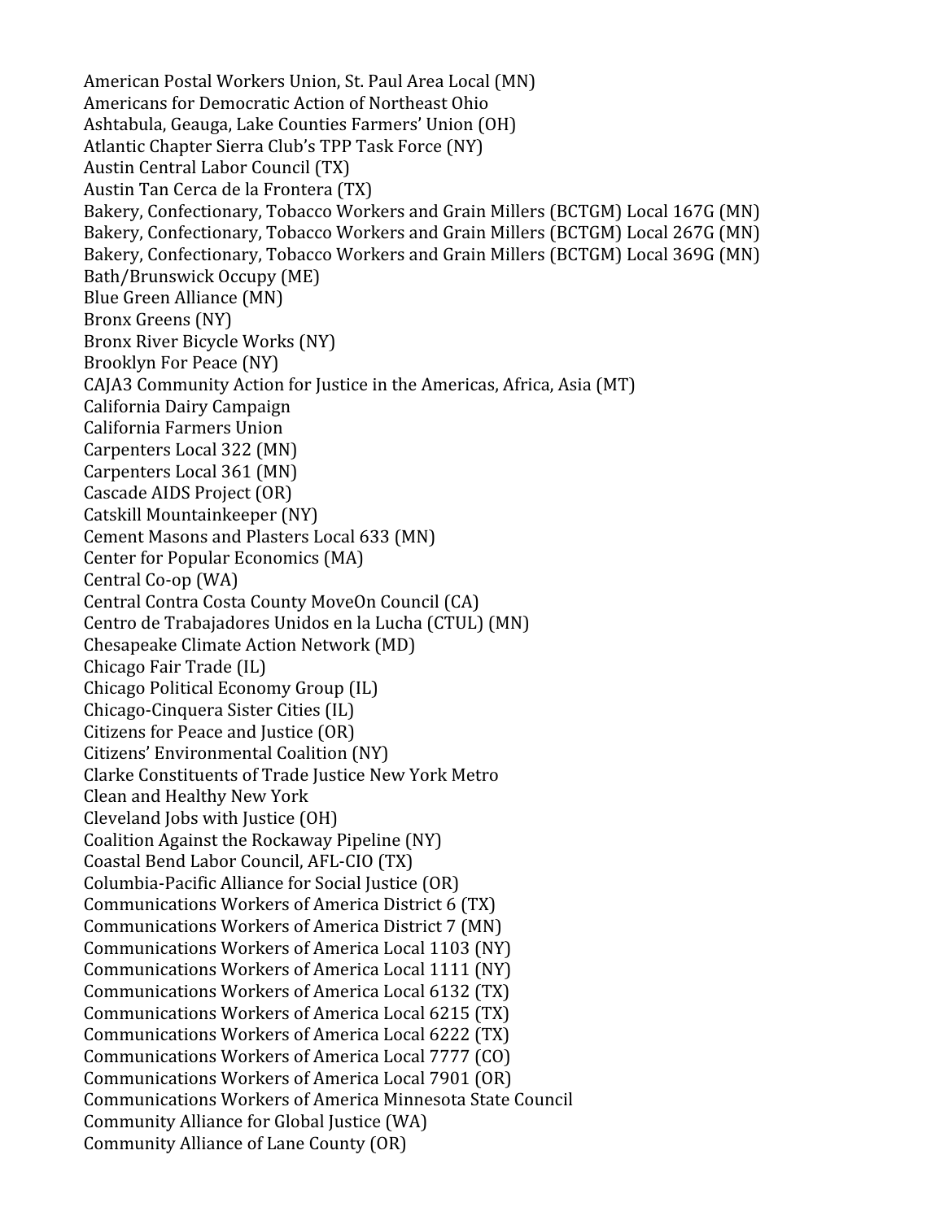American Postal Workers Union, St. Paul Area Local (MN)
Americans for Democratic Action of Northeast Ohio
Ashtabula, Geauga, Lake Counties Farmers' Union (OH)
Atlantic Chapter Sierra Club's TPP Task Force (NY)
Austin Central Labor Council (TX)
Austin Tan Cerca de la Frontera (TX)
Bakery, Confectionary, Tobacco Workers and Grain Millers (BCTGM) Local 167G (MN)
Bakery, Confectionary, Tobacco Workers and Grain Millers (BCTGM) Local 267G (MN)
Bakery, Confectionary, Tobacco Workers and Grain Millers (BCTGM) Local 369G (MN)
Bath/Brunswick Occupy (ME)
Blue Green Alliance (MN)
Bronx Greens (NY)
Bronx River Bicycle Works (NY)
Brooklyn For Peace (NY)
CAJA3 Community Action for Justice in the Americas, Africa, Asia (MT)
California Dairy Campaign
California Farmers Union
Carpenters Local 322 (MN)
Carpenters Local 361 (MN)
Cascade AIDS Project (OR)
Catskill Mountainkeeper (NY)
Cement Masons and Plasters Local 633 (MN)
Center for Popular Economics (MA)
Central Co-op (WA)
Central Contra Costa County MoveOn Council (CA)
Centro de Trabajadores Unidos en la Lucha (CTUL) (MN)
Chesapeake Climate Action Network (MD)
Chicago Fair Trade (IL)
Chicago Political Economy Group (IL)
Chicago-Cinquera Sister Cities (IL)
Citizens for Peace and Justice (OR)
Citizens' Environmental Coalition (NY)
Clarke Constituents of Trade Justice New York Metro
Clean and Healthy New York
Cleveland Jobs with Justice (OH)
Coalition Against the Rockaway Pipeline (NY)
Coastal Bend Labor Council, AFL-CIO (TX)
Columbia-Pacific Alliance for Social Justice (OR)
Communications Workers of America District 6 (TX)
Communications Workers of America District 7 (MN)
Communications Workers of America Local 1103 (NY)
Communications Workers of America Local 1111 (NY)
Communications Workers of America Local 6132 (TX)
Communications Workers of America Local 6215 (TX)
Communications Workers of America Local 6222 (TX)
Communications Workers of America Local 7777 (CO)
Communications Workers of America Local 7901 (OR)
Communications Workers of America Minnesota State Council
Community Alliance for Global Justice (WA)
Community Alliance of Lane County (OR)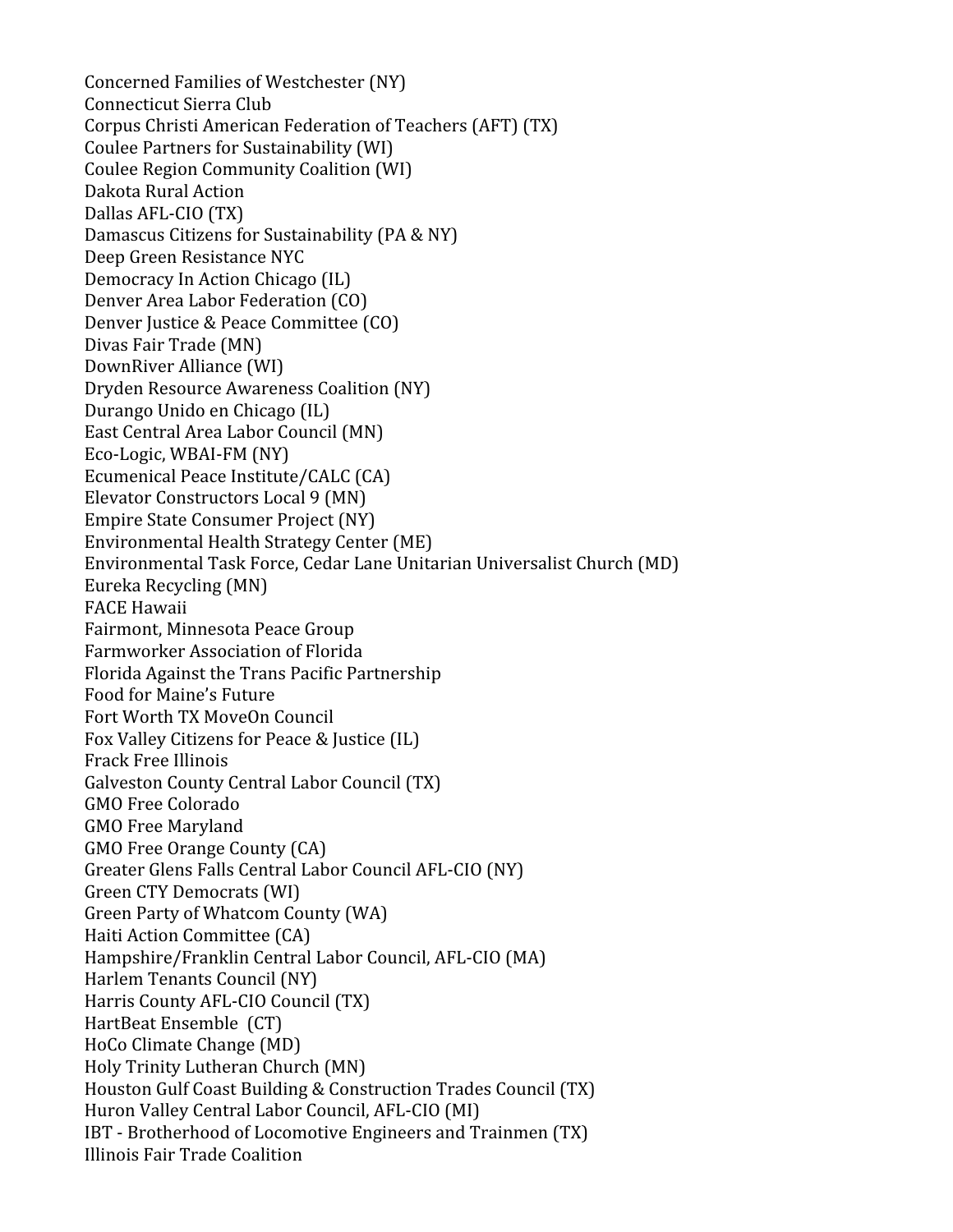Concerned Families of Westchester (NY)
Connecticut Sierra Club
Corpus Christi American Federation of Teachers (AFT) (TX)
Coulee Partners for Sustainability (WI)
Coulee Region Community Coalition (WI)
Dakota Rural Action
Dallas AFL-CIO (TX)
Damascus Citizens for Sustainability (PA & NY)
Deep Green Resistance NYC
Democracy In Action Chicago (IL)
Denver Area Labor Federation (CO)
Denver Justice & Peace Committee (CO)
Divas Fair Trade (MN)
DownRiver Alliance (WI)
Dryden Resource Awareness Coalition (NY)
Durango Unido en Chicago (IL)
East Central Area Labor Council (MN)
Eco-Logic, WBAI-FM (NY)
Ecumenical Peace Institute/CALC (CA)
Elevator Constructors Local 9 (MN)
Empire State Consumer Project (NY)
Environmental Health Strategy Center (ME)
Environmental Task Force, Cedar Lane Unitarian Universalist Church (MD)
Eureka Recycling (MN)
FACE Hawaii
Fairmont, Minnesota Peace Group
Farmworker Association of Florida
Florida Against the Trans Pacific Partnership
Food for Maine's Future
Fort Worth TX MoveOn Council
Fox Valley Citizens for Peace & Justice (IL)
Frack Free Illinois
Galveston County Central Labor Council (TX)
GMO Free Colorado
GMO Free Maryland
GMO Free Orange County (CA)
Greater Glens Falls Central Labor Council AFL-CIO (NY)
Green CTY Democrats (WI)
Green Party of Whatcom County (WA)
Haiti Action Committee (CA)
Hampshire/Franklin Central Labor Council, AFL-CIO (MA)
Harlem Tenants Council (NY)
Harris County AFL-CIO Council (TX)
HartBeat Ensemble (CT)
HoCo Climate Change (MD)
Holy Trinity Lutheran Church (MN)
Houston Gulf Coast Building & Construction Trades Council (TX)
Huron Valley Central Labor Council, AFL-CIO (MI)
IBT - Brotherhood of Locomotive Engineers and Trainmen (TX)
Illinois Fair Trade Coalition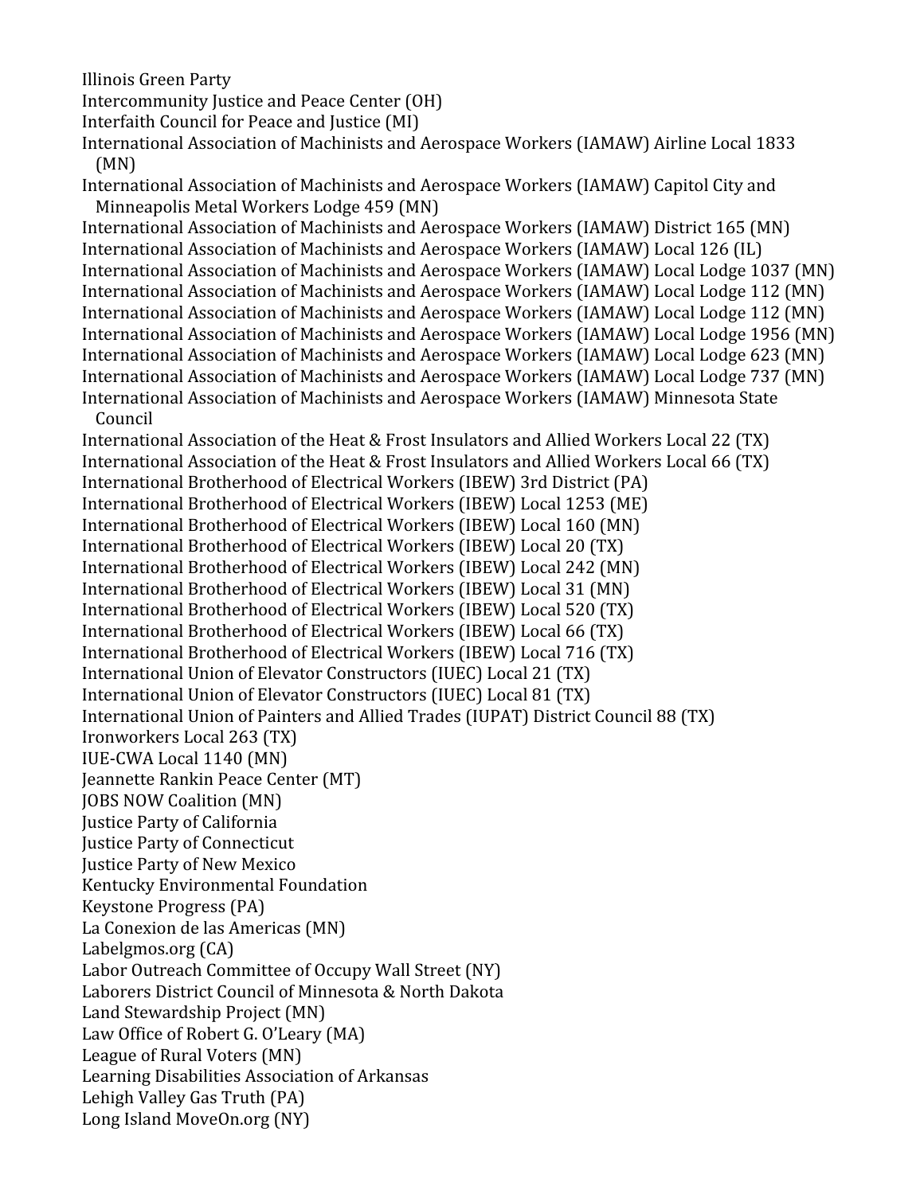Illinois Green Party
Intercommunity Justice and Peace Center (OH)
Interfaith Council for Peace and Justice (MI)
International Association of Machinists and Aerospace Workers (IAMAW) Airline Local 1833 (MN)
International Association of Machinists and Aerospace Workers (IAMAW) Capitol City and Minneapolis Metal Workers Lodge 459 (MN)
International Association of Machinists and Aerospace Workers (IAMAW) District 165 (MN)
International Association of Machinists and Aerospace Workers (IAMAW) Local 126 (IL)
International Association of Machinists and Aerospace Workers (IAMAW) Local Lodge 1037 (MN)
International Association of Machinists and Aerospace Workers (IAMAW) Local Lodge 112 (MN)
International Association of Machinists and Aerospace Workers (IAMAW) Local Lodge 112 (MN)
International Association of Machinists and Aerospace Workers (IAMAW) Local Lodge 1956 (MN)
International Association of Machinists and Aerospace Workers (IAMAW) Local Lodge 623 (MN)
International Association of Machinists and Aerospace Workers (IAMAW) Local Lodge 737 (MN)
International Association of Machinists and Aerospace Workers (IAMAW) Minnesota State Council
International Association of the Heat & Frost Insulators and Allied Workers Local 22 (TX)
International Association of the Heat & Frost Insulators and Allied Workers Local 66 (TX)
International Brotherhood of Electrical Workers (IBEW) 3rd District (PA)
International Brotherhood of Electrical Workers (IBEW) Local 1253 (ME)
International Brotherhood of Electrical Workers (IBEW) Local 160 (MN)
International Brotherhood of Electrical Workers (IBEW) Local 20 (TX)
International Brotherhood of Electrical Workers (IBEW) Local 242 (MN)
International Brotherhood of Electrical Workers (IBEW) Local 31 (MN)
International Brotherhood of Electrical Workers (IBEW) Local 520 (TX)
International Brotherhood of Electrical Workers (IBEW) Local 66 (TX)
International Brotherhood of Electrical Workers (IBEW) Local 716 (TX)
International Union of Elevator Constructors (IUEC) Local 21 (TX)
International Union of Elevator Constructors (IUEC) Local 81 (TX)
International Union of Painters and Allied Trades (IUPAT) District Council 88 (TX)
Ironworkers Local 263 (TX)
IUE-CWA Local 1140 (MN)
Jeannette Rankin Peace Center (MT)
JOBS NOW Coalition (MN)
Justice Party of California
Justice Party of Connecticut
Justice Party of New Mexico
Kentucky Environmental Foundation
Keystone Progress (PA)
La Conexion de las Americas (MN)
Labelgmos.org (CA)
Labor Outreach Committee of Occupy Wall Street (NY)
Laborers District Council of Minnesota & North Dakota
Land Stewardship Project (MN)
Law Office of Robert G. O'Leary (MA)
League of Rural Voters (MN)
Learning Disabilities Association of Arkansas
Lehigh Valley Gas Truth (PA)
Long Island MoveOn.org (NY)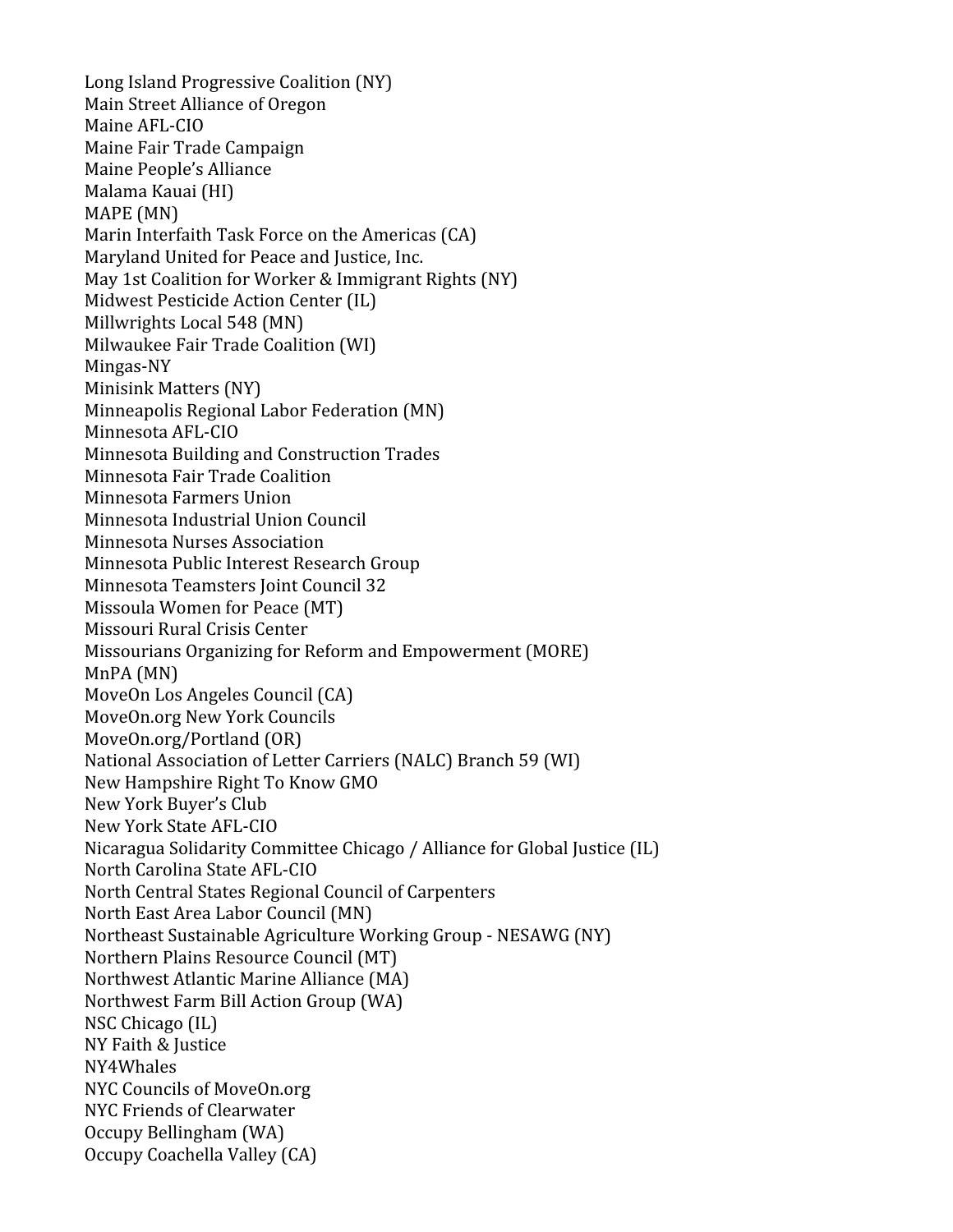Long Island Progressive Coalition (NY)
Main Street Alliance of Oregon
Maine AFL-CIO
Maine Fair Trade Campaign
Maine People's Alliance
Malama Kauai (HI)
MAPE (MN)
Marin Interfaith Task Force on the Americas (CA)
Maryland United for Peace and Justice, Inc.
May 1st Coalition for Worker & Immigrant Rights (NY)
Midwest Pesticide Action Center (IL)
Millwrights Local 548 (MN)
Milwaukee Fair Trade Coalition (WI)
Mingas-NY
Minisink Matters (NY)
Minneapolis Regional Labor Federation (MN)
Minnesota AFL-CIO
Minnesota Building and Construction Trades
Minnesota Fair Trade Coalition
Minnesota Farmers Union
Minnesota Industrial Union Council
Minnesota Nurses Association
Minnesota Public Interest Research Group
Minnesota Teamsters Joint Council 32
Missoula Women for Peace (MT)
Missouri Rural Crisis Center
Missourians Organizing for Reform and Empowerment (MORE)
MnPA (MN)
MoveOn Los Angeles Council (CA)
MoveOn.org New York Councils
MoveOn.org/Portland (OR)
National Association of Letter Carriers (NALC) Branch 59 (WI)
New Hampshire Right To Know GMO
New York Buyer's Club
New York State AFL-CIO
Nicaragua Solidarity Committee Chicago / Alliance for Global Justice (IL)
North Carolina State AFL-CIO
North Central States Regional Council of Carpenters
North East Area Labor Council (MN)
Northeast Sustainable Agriculture Working Group - NESAWG (NY)
Northern Plains Resource Council (MT)
Northwest Atlantic Marine Alliance (MA)
Northwest Farm Bill Action Group (WA)
NSC Chicago (IL)
NY Faith & Justice
NY4Whales
NYC Councils of MoveOn.org
NYC Friends of Clearwater
Occupy Bellingham (WA)
Occupy Coachella Valley (CA)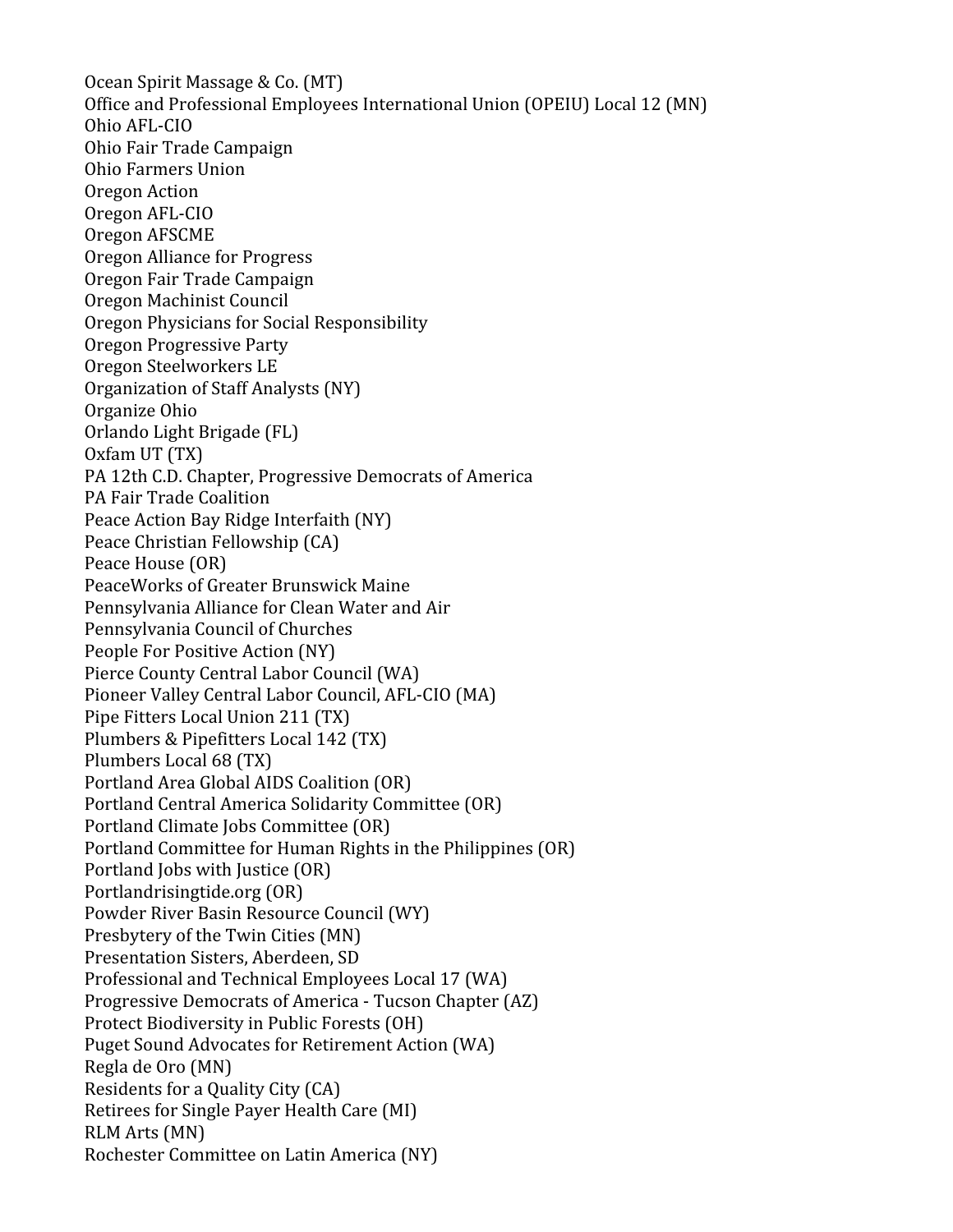Ocean Spirit Massage & Co. (MT)
Office and Professional Employees International Union (OPEIU) Local 12 (MN)
Ohio AFL-CIO
Ohio Fair Trade Campaign
Ohio Farmers Union
Oregon Action
Oregon AFL-CIO
Oregon AFSCME
Oregon Alliance for Progress
Oregon Fair Trade Campaign
Oregon Machinist Council
Oregon Physicians for Social Responsibility
Oregon Progressive Party
Oregon Steelworkers LE
Organization of Staff Analysts (NY)
Organize Ohio
Orlando Light Brigade (FL)
Oxfam UT (TX)
PA 12th C.D. Chapter, Progressive Democrats of America
PA Fair Trade Coalition
Peace Action Bay Ridge Interfaith (NY)
Peace Christian Fellowship (CA)
Peace House (OR)
PeaceWorks of Greater Brunswick Maine
Pennsylvania Alliance for Clean Water and Air
Pennsylvania Council of Churches
People For Positive Action (NY)
Pierce County Central Labor Council (WA)
Pioneer Valley Central Labor Council, AFL-CIO (MA)
Pipe Fitters Local Union 211 (TX)
Plumbers & Pipefitters Local 142 (TX)
Plumbers Local 68 (TX)
Portland Area Global AIDS Coalition (OR)
Portland Central America Solidarity Committee (OR)
Portland Climate Jobs Committee (OR)
Portland Committee for Human Rights in the Philippines (OR)
Portland Jobs with Justice (OR)
Portlandrisingtide.org (OR)
Powder River Basin Resource Council (WY)
Presbytery of the Twin Cities (MN)
Presentation Sisters, Aberdeen, SD
Professional and Technical Employees Local 17 (WA)
Progressive Democrats of America - Tucson Chapter (AZ)
Protect Biodiversity in Public Forests (OH)
Puget Sound Advocates for Retirement Action (WA)
Regla de Oro (MN)
Residents for a Quality City (CA)
Retirees for Single Payer Health Care (MI)
RLM Arts (MN)
Rochester Committee on Latin America (NY)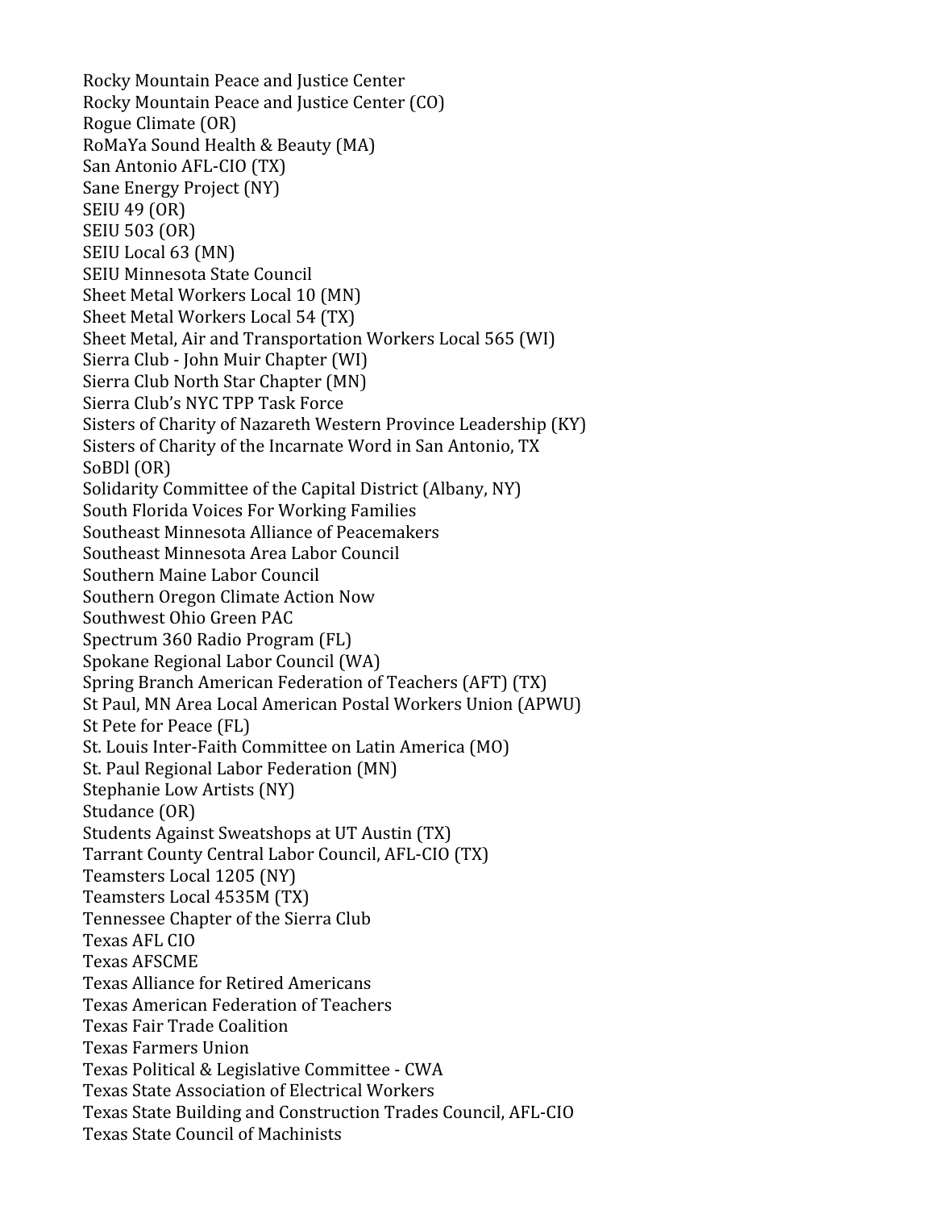Rocky Mountain Peace and Justice Center
Rocky Mountain Peace and Justice Center (CO)
Rogue Climate (OR)
RoMaYa Sound Health & Beauty (MA)
San Antonio AFL-CIO (TX)
Sane Energy Project (NY)
SEIU 49 (OR)
SEIU 503 (OR)
SEIU Local 63 (MN)
SEIU Minnesota State Council
Sheet Metal Workers Local 10 (MN)
Sheet Metal Workers Local 54 (TX)
Sheet Metal, Air and Transportation Workers Local 565 (WI)
Sierra Club - John Muir Chapter (WI)
Sierra Club North Star Chapter (MN)
Sierra Club's NYC TPP Task Force
Sisters of Charity of Nazareth Western Province Leadership (KY)
Sisters of Charity of the Incarnate Word in San Antonio, TX
SoBDl (OR)
Solidarity Committee of the Capital District (Albany, NY)
South Florida Voices For Working Families
Southeast Minnesota Alliance of Peacemakers
Southeast Minnesota Area Labor Council
Southern Maine Labor Council
Southern Oregon Climate Action Now
Southwest Ohio Green PAC
Spectrum 360 Radio Program (FL)
Spokane Regional Labor Council (WA)
Spring Branch American Federation of Teachers (AFT) (TX)
St Paul, MN Area Local American Postal Workers Union (APWU)
St Pete for Peace (FL)
St. Louis Inter-Faith Committee on Latin America (MO)
St. Paul Regional Labor Federation (MN)
Stephanie Low Artists (NY)
Studance (OR)
Students Against Sweatshops at UT Austin (TX)
Tarrant County Central Labor Council, AFL-CIO (TX)
Teamsters Local 1205 (NY)
Teamsters Local 4535M (TX)
Tennessee Chapter of the Sierra Club
Texas AFL CIO
Texas AFSCME
Texas Alliance for Retired Americans
Texas American Federation of Teachers
Texas Fair Trade Coalition
Texas Farmers Union
Texas Political & Legislative Committee - CWA
Texas State Association of Electrical Workers
Texas State Building and Construction Trades Council, AFL-CIO
Texas State Council of Machinists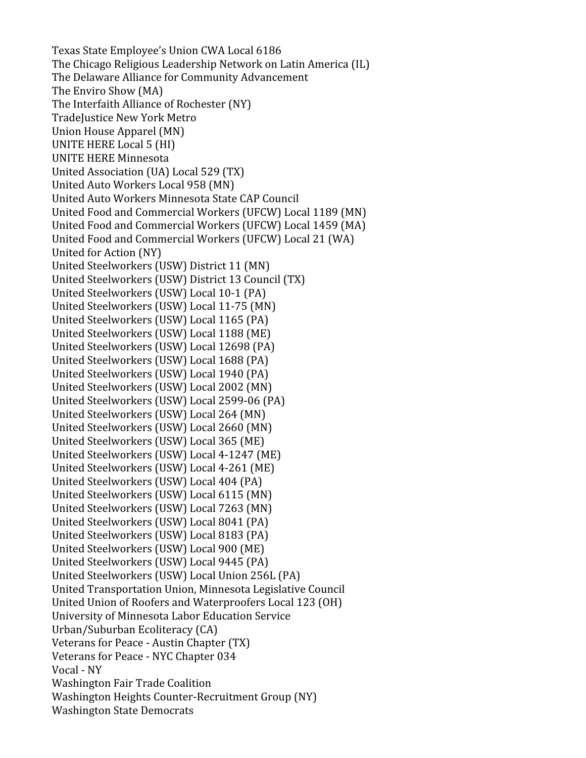Texas State Employee's Union CWA Local 6186
The Chicago Religious Leadership Network on Latin America (IL)
The Delaware Alliance for Community Advancement
The Enviro Show (MA)
The Interfaith Alliance of Rochester (NY)
TradeJustice New York Metro
Union House Apparel (MN)
UNITE HERE Local 5 (HI)
UNITE HERE Minnesota
United Association (UA) Local 529 (TX)
United Auto Workers Local 958 (MN)
United Auto Workers Minnesota State CAP Council
United Food and Commercial Workers (UFCW) Local 1189 (MN)
United Food and Commercial Workers (UFCW) Local 1459 (MA)
United Food and Commercial Workers (UFCW) Local 21 (WA)
United for Action (NY)
United Steelworkers (USW) District 11 (MN)
United Steelworkers (USW) District 13 Council (TX)
United Steelworkers (USW) Local 10-1 (PA)
United Steelworkers (USW) Local 11-75 (MN)
United Steelworkers (USW) Local 1165 (PA)
United Steelworkers (USW) Local 1188 (ME)
United Steelworkers (USW) Local 12698 (PA)
United Steelworkers (USW) Local 1688 (PA)
United Steelworkers (USW) Local 1940 (PA)
United Steelworkers (USW) Local 2002 (MN)
United Steelworkers (USW) Local 2599-06 (PA)
United Steelworkers (USW) Local 264 (MN)
United Steelworkers (USW) Local 2660 (MN)
United Steelworkers (USW) Local 365 (ME)
United Steelworkers (USW) Local 4-1247 (ME)
United Steelworkers (USW) Local 4-261 (ME)
United Steelworkers (USW) Local 404 (PA)
United Steelworkers (USW) Local 6115 (MN)
United Steelworkers (USW) Local 7263 (MN)
United Steelworkers (USW) Local 8041 (PA)
United Steelworkers (USW) Local 8183 (PA)
United Steelworkers (USW) Local 900 (ME)
United Steelworkers (USW) Local 9445 (PA)
United Steelworkers (USW) Local Union 256L (PA)
United Transportation Union, Minnesota Legislative Council
United Union of Roofers and Waterproofers Local 123 (OH)
University of Minnesota Labor Education Service
Urban/Suburban Ecoliteracy (CA)
Veterans for Peace - Austin Chapter (TX)
Veterans for Peace - NYC Chapter 034
Vocal - NY
Washington Fair Trade Coalition
Washington Heights Counter-Recruitment Group (NY)
Washington State Democrats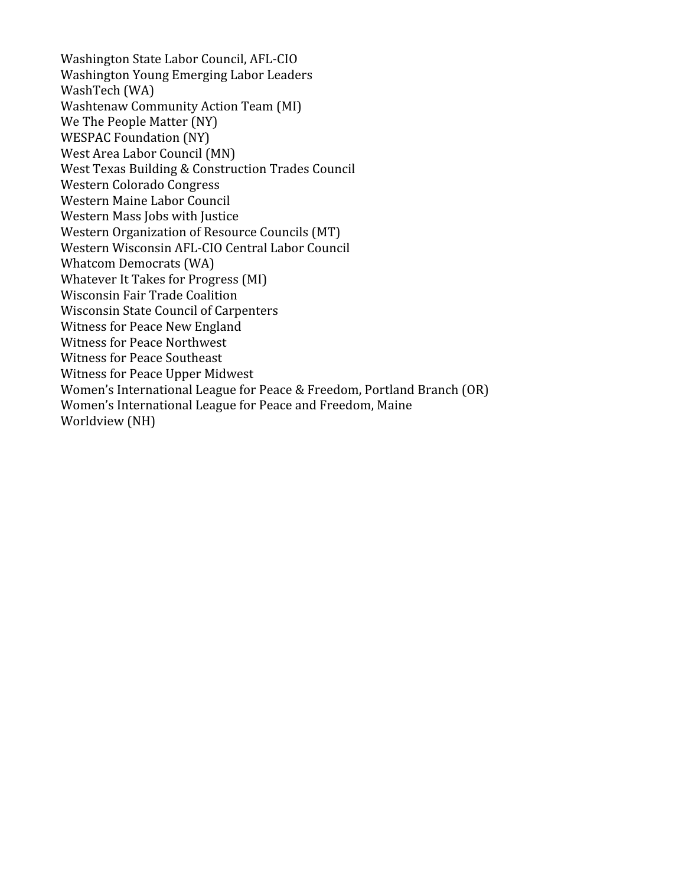Washington State Labor Council, AFL-CIO
Washington Young Emerging Labor Leaders
WashTech (WA)
Washtenaw Community Action Team (MI)
We The People Matter (NY)
WESPAC Foundation (NY)
West Area Labor Council (MN)
West Texas Building & Construction Trades Council
Western Colorado Congress
Western Maine Labor Council
Western Mass Jobs with Justice
Western Organization of Resource Councils (MT)
Western Wisconsin AFL-CIO Central Labor Council
Whatcom Democrats (WA)
Whatever It Takes for Progress (MI)
Wisconsin Fair Trade Coalition
Wisconsin State Council of Carpenters
Witness for Peace New England
Witness for Peace Northwest
Witness for Peace Southeast
Witness for Peace Upper Midwest
Women's International League for Peace & Freedom, Portland Branch (OR)
Women's International League for Peace and Freedom, Maine
Worldview (NH)